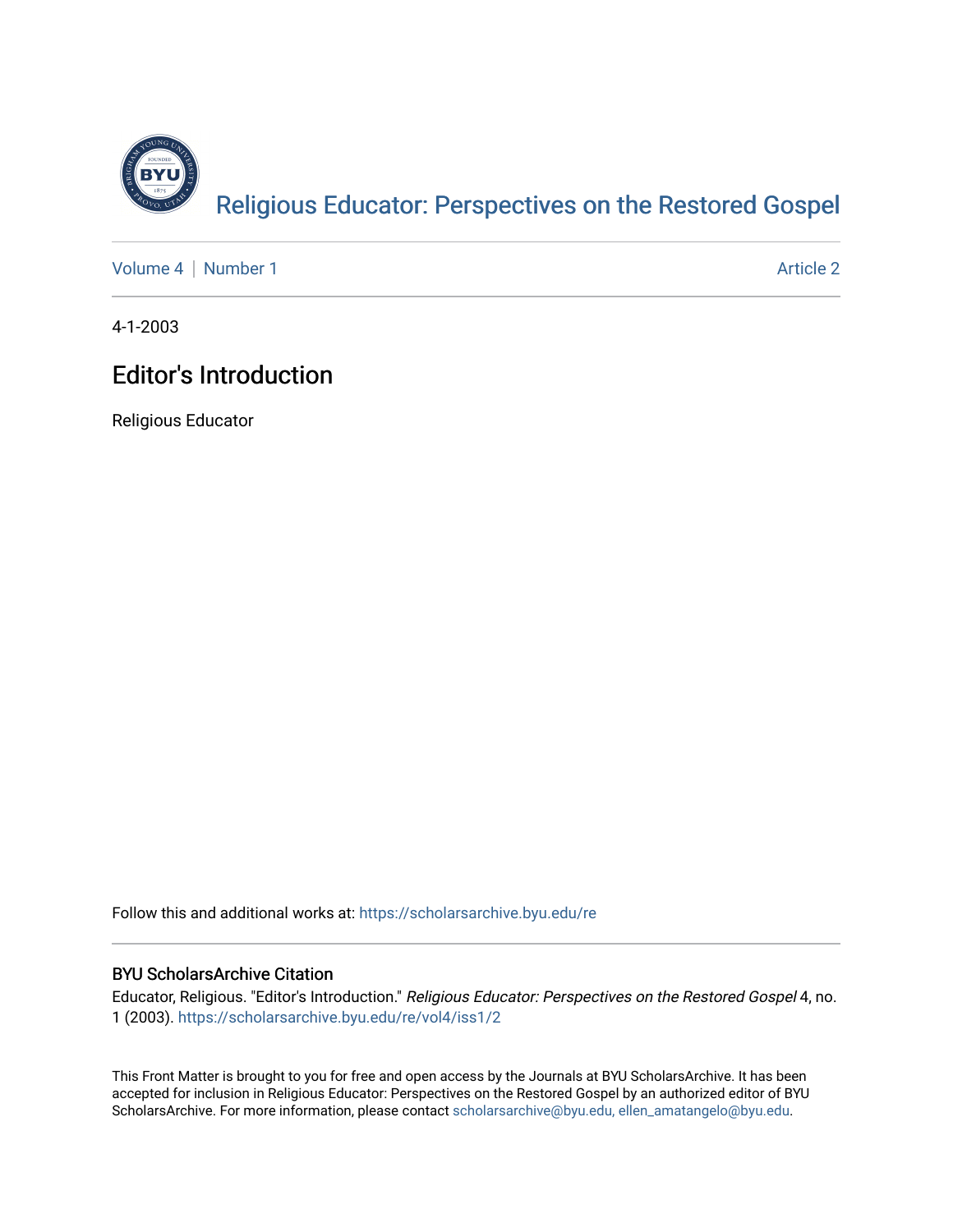Religious Educator: Perspectives on the Restored Gospel

Volume 4 | Number 1 Article 2

4-1-2003

# Editor's Introduction

Religious Educator

Follow this and additional works at: https://scholarsarchive.byu.edu/re

## BYU ScholarsArchive Citation

Educator, Religious. "Editor's Introduction." *Religious Educator: Perspectives on the Restored Gospel* 4, no. 1 (2003). https://scholarsarchive.byu.edu/re/vol4/iss1/2

This Front Matter is brought to you for free and open access by the Journals at BYU ScholarsArchive. It has been accepted for inclusion in Religious Educator: Perspectives on the Restored Gospel by an authorized editor of BYU ScholarsArchive. For more information, please contact scholarsarchive@byu.edu, ellen_amatangelo@byu.edu.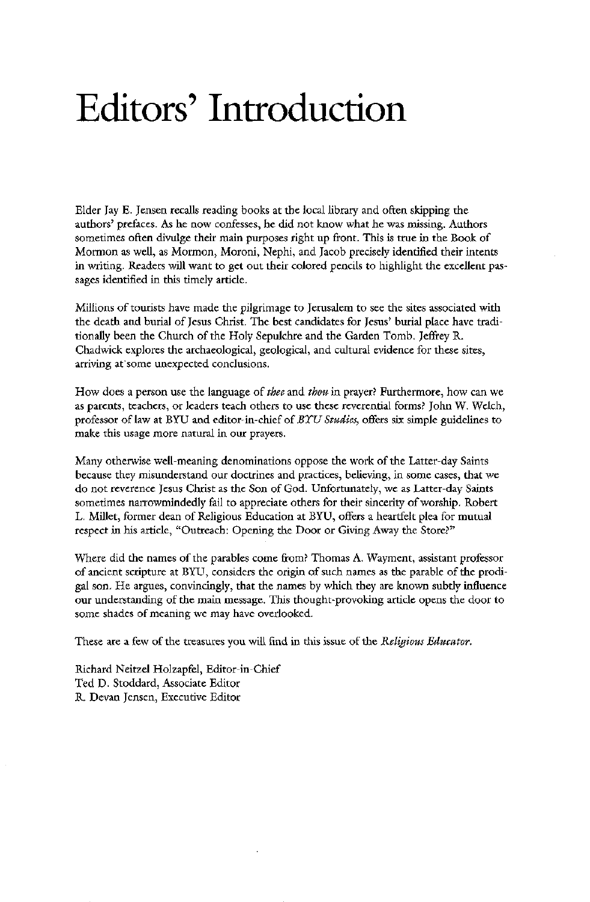# Editors' Introduction

Elder Jay E. Jensen recalls reading books at the local library and often skipping the authors' prefaces. As he now confesses, he did not know what he was missing. Authors sometimes often divulge their main purposes right up front. This is true in the Book of Mormon as well, as Mormon, Moroni, Nephi, and Jacob precisely identified their intents in writing. Readers will want to get out their colored pencils to highlight the excellent passages identified in this timely article.

Millions of tourists have made the pilgrimage to Jerusalem to see the sites associated with the death and burial of Jesus Christ. The best candidates for Jesus' burial place have traditionally been the Church of the Holy Sepulchre and the Garden Tomb. Jeffrey R. Chadwick explores the archaeological, geological, and cultural evidence for these sites, arriving at some unexpected conclusions.

How does a person use the language of *thee* and *thou* in prayer? Furthermore, how can we as parents, teachers, or leaders teach others to use these reverential forms? John W. Welch, professor of law at BYU and editor-in-chief of *BYU Studies*, offers six simple guidelines to make this usage more natural in our prayers.

Many otherwise well-meaning denominations oppose the work of the Latter-day Saints because they misunderstand our doctrines and practices, believing, in some cases, that we do not reverence Jesus Christ as the Son of God. Unfortunately, we as Latter-day Saints sometimes narrowmindedly fail to appreciate others for their sincerity of worship. Robert L. Millet, former dean of Religious Education at BYU, offers a heartfelt plea for mutual respect in his article, "Outreach: Opening the Door or Giving Away the Store?"

Where did the names of the parables come from? Thomas A. Wayment, assistant professor of ancient scripture at BYU, considers the origin of such names as the parable of the prodigal son. He argues, convincingly, that the names by which they are known subtly influence our understanding of the main message. This thought-provoking article opens the door to some shades of meaning we may have overlooked.

These are a few of the treasures you will find in this issue of the *Religious Educator*.

Richard Neitzel Holzapfel, Editor-in-Chief
Ted D. Stoddard, Associate Editor
R. Devan Jensen, Executive Editor